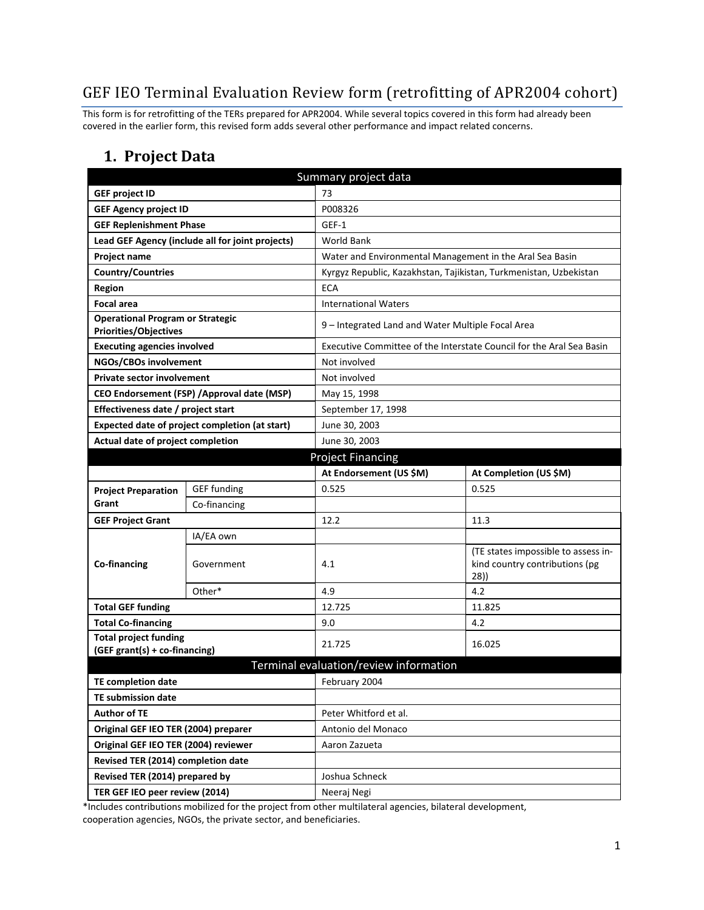# GEF IEO Terminal Evaluation Review form (retrofitting of APR2004 cohort)

This form is for retrofitting of the TERs prepared for APR2004. While several topics covered in this form had already been covered in the earlier form, this revised form adds several other performance and impact related concerns.

## 1. Project Data

| Summary project data | | | |
|---|---|---|---|
| **GEF project ID** | | 73 | |
| **GEF Agency project ID** | | P008326 | |
| **GEF Replenishment Phase** | | GEF-1 | |
| **Lead GEF Agency (include all for joint projects)** | | World Bank | |
| **Project name** | | Water and Environmental Management in the Aral Sea Basin | |
| **Country/Countries** | | Kyrgyz Republic, Kazakhstan, Tajikistan, Turkmenistan, Uzbekistan | |
| **Region** | | ECA | |
| **Focal area** | | International Waters | |
| **Operational Program or Strategic Priorities/Objectives** | | 9 – Integrated Land and Water Multiple Focal Area | |
| **Executing agencies involved** | | Executive Committee of the Interstate Council for the Aral Sea Basin | |
| **NGOs/CBOs involvement** | | Not involved | |
| **Private sector involvement** | | Not involved | |
| **CEO Endorsement (FSP) /Approval date (MSP)** | | May 15, 1998 | |
| **Effectiveness date / project start** | | September 17, 1998 | |
| **Expected date of project completion (at start)** | | June 30, 2003 | |
| **Actual date of project completion** | | June 30, 2003 | |
| **Project Financing** | | | |
| | | **At Endorsement (US $M)** | **At Completion (US $M)** |
| **Project Preparation Grant** | GEF funding | 0.525 | 0.525 |
| | Co-financing | | |
| **GEF Project Grant** | | 12.2 | 11.3 |
| **Co-financing** | IA/EA own | | |
| | Government | 4.1 | (TE states impossible to assess in-kind country contributions (pg 28)) |
| | Other* | 4.9 | 4.2 |
| **Total GEF funding** | | 12.725 | 11.825 |
| **Total Co-financing** | | 9.0 | 4.2 |
| **Total project funding (GEF grant(s) + co-financing)** | | 21.725 | 16.025 |
| **Terminal evaluation/review information** | | | |
| **TE completion date** | | February 2004 | |
| **TE submission date** | | | |
| **Author of TE** | | Peter Whitford et al. | |
| **Original GEF IEO TER (2004) preparer** | | Antonio del Monaco | |
| **Original GEF IEO TER (2004) reviewer** | | Aaron Zazueta | |
| **Revised TER (2014) completion date** | | | |
| **Revised TER (2014) prepared by** | | Joshua Schneck | |
| **TER GEF IEO peer review (2014)** | | Neeraj Negi | |

*Includes contributions mobilized for the project from other multilateral agencies, bilateral development, cooperation agencies, NGOs, the private sector, and beneficiaries.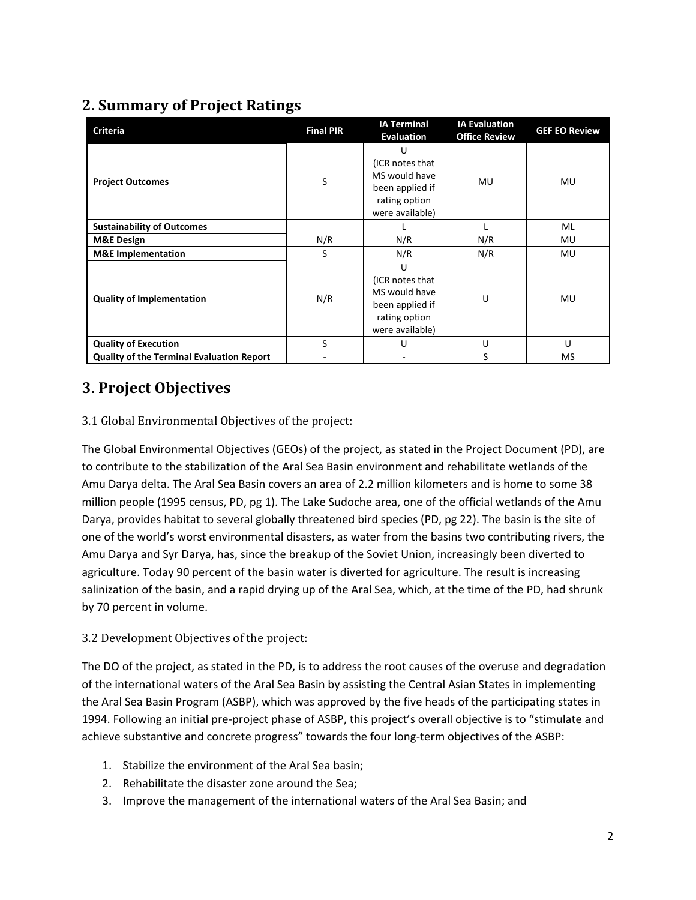## 2. Summary of Project Ratings

| Criteria | Final PIR | IA Terminal Evaluation | IA Evaluation Office Review | GEF EO Review |
|---|---|---|---|---|
| **Project Outcomes** | S | U (ICR notes that MS would have been applied if rating option were available) | MU | MU |
| **Sustainability of Outcomes** | | L | L | ML |
| **M&E Design** | N/R | N/R | N/R | MU |
| **M&E Implementation** | S | N/R | N/R | MU |
| **Quality of Implementation** | N/R | U (ICR notes that MS would have been applied if rating option were available) | U | MU |
| **Quality of Execution** | S | U | U | U |
| **Quality of the Terminal Evaluation Report** | - | - | S | MS |

## 3. Project Objectives

### 3.1 Global Environmental Objectives of the project:

The Global Environmental Objectives (GEOs) of the project, as stated in the Project Document (PD), are to contribute to the stabilization of the Aral Sea Basin environment and rehabilitate wetlands of the Amu Darya delta. The Aral Sea Basin covers an area of 2.2 million kilometers and is home to some 38 million people (1995 census, PD, pg 1). The Lake Sudoche area, one of the official wetlands of the Amu Darya, provides habitat to several globally threatened bird species (PD, pg 22). The basin is the site of one of the world's worst environmental disasters, as water from the basins two contributing rivers, the Amu Darya and Syr Darya, has, since the breakup of the Soviet Union, increasingly been diverted to agriculture. Today 90 percent of the basin water is diverted for agriculture. The result is increasing salinization of the basin, and a rapid drying up of the Aral Sea, which, at the time of the PD, had shrunk by 70 percent in volume.

### 3.2 Development Objectives of the project:

The DO of the project, as stated in the PD, is to address the root causes of the overuse and degradation of the international waters of the Aral Sea Basin by assisting the Central Asian States in implementing the Aral Sea Basin Program (ASBP), which was approved by the five heads of the participating states in 1994. Following an initial pre-project phase of ASBP, this project's overall objective is to "stimulate and achieve substantive and concrete progress" towards the four long-term objectives of the ASBP:

1. Stabilize the environment of the Aral Sea basin;
2. Rehabilitate the disaster zone around the Sea;
3. Improve the management of the international waters of the Aral Sea Basin; and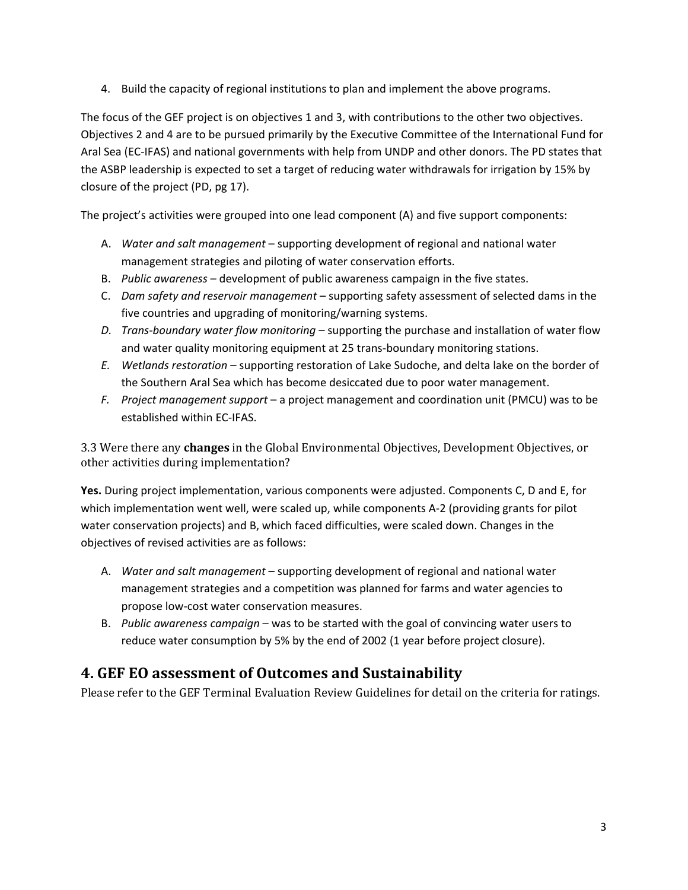4. Build the capacity of regional institutions to plan and implement the above programs.

The focus of the GEF project is on objectives 1 and 3, with contributions to the other two objectives. Objectives 2 and 4 are to be pursued primarily by the Executive Committee of the International Fund for Aral Sea (EC-IFAS) and national governments with help from UNDP and other donors. The PD states that the ASBP leadership is expected to set a target of reducing water withdrawals for irrigation by 15% by closure of the project (PD, pg 17).

The project's activities were grouped into one lead component (A) and five support components:

A. *Water and salt management* – supporting development of regional and national water management strategies and piloting of water conservation efforts.
B. *Public awareness* – development of public awareness campaign in the five states.
C. *Dam safety and reservoir management* – supporting safety assessment of selected dams in the five countries and upgrading of monitoring/warning systems.
D. *Trans-boundary water flow monitoring* – supporting the purchase and installation of water flow and water quality monitoring equipment at 25 trans-boundary monitoring stations.
E. *Wetlands restoration* – supporting restoration of Lake Sudoche, and delta lake on the border of the Southern Aral Sea which has become desiccated due to poor water management.
F. *Project management support* – a project management and coordination unit (PMCU) was to be established within EC-IFAS.

3.3 Were there any **changes** in the Global Environmental Objectives, Development Objectives, or other activities during implementation?

**Yes.** During project implementation, various components were adjusted. Components C, D and E, for which implementation went well, were scaled up, while components A-2 (providing grants for pilot water conservation projects) and B, which faced difficulties, were scaled down. Changes in the objectives of revised activities are as follows:

A. *Water and salt management* – supporting development of regional and national water management strategies and a competition was planned for farms and water agencies to propose low-cost water conservation measures.
B. *Public awareness campaign* – was to be started with the goal of convincing water users to reduce water consumption by 5% by the end of 2002 (1 year before project closure).

## 4. GEF EO assessment of Outcomes and Sustainability

Please refer to the GEF Terminal Evaluation Review Guidelines for detail on the criteria for ratings.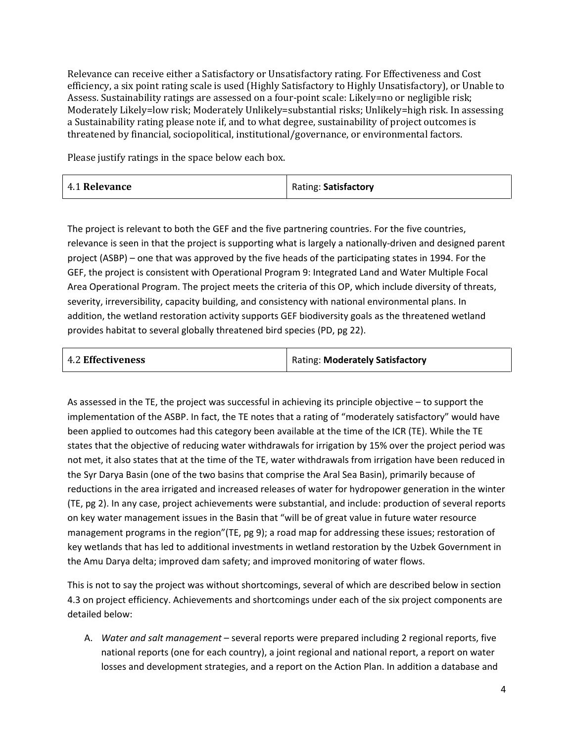Relevance can receive either a Satisfactory or Unsatisfactory rating. For Effectiveness and Cost efficiency, a six point rating scale is used (Highly Satisfactory to Highly Unsatisfactory), or Unable to Assess. Sustainability ratings are assessed on a four-point scale: Likely=no or negligible risk; Moderately Likely=low risk; Moderately Unlikely=substantial risks; Unlikely=high risk. In assessing a Sustainability rating please note if, and to what degree, sustainability of project outcomes is threatened by financial, sociopolitical, institutional/governance, or environmental factors.

Please justify ratings in the space below each box.

| 4.1 **Relevance** | Rating: **Satisfactory** |
|---|---|

The project is relevant to both the GEF and the five partnering countries. For the five countries, relevance is seen in that the project is supporting what is largely a nationally-driven and designed parent project (ASBP) – one that was approved by the five heads of the participating states in 1994. For the GEF, the project is consistent with Operational Program 9: Integrated Land and Water Multiple Focal Area Operational Program. The project meets the criteria of this OP, which include diversity of threats, severity, irreversibility, capacity building, and consistency with national environmental plans. In addition, the wetland restoration activity supports GEF biodiversity goals as the threatened wetland provides habitat to several globally threatened bird species (PD, pg 22).

| 4.2 **Effectiveness** | Rating: **Moderately Satisfactory** |
|---|---|

As assessed in the TE, the project was successful in achieving its principle objective – to support the implementation of the ASBP. In fact, the TE notes that a rating of "moderately satisfactory" would have been applied to outcomes had this category been available at the time of the ICR (TE). While the TE states that the objective of reducing water withdrawals for irrigation by 15% over the project period was not met, it also states that at the time of the TE, water withdrawals from irrigation have been reduced in the Syr Darya Basin (one of the two basins that comprise the Aral Sea Basin), primarily because of reductions in the area irrigated and increased releases of water for hydropower generation in the winter (TE, pg 2). In any case, project achievements were substantial, and include: production of several reports on key water management issues in the Basin that "will be of great value in future water resource management programs in the region"(TE, pg 9); a road map for addressing these issues; restoration of key wetlands that has led to additional investments in wetland restoration by the Uzbek Government in the Amu Darya delta; improved dam safety; and improved monitoring of water flows.

This is not to say the project was without shortcomings, several of which are described below in section 4.3 on project efficiency. Achievements and shortcomings under each of the six project components are detailed below:

A. *Water and salt management* – several reports were prepared including 2 regional reports, five national reports (one for each country), a joint regional and national report, a report on water losses and development strategies, and a report on the Action Plan. In addition a database and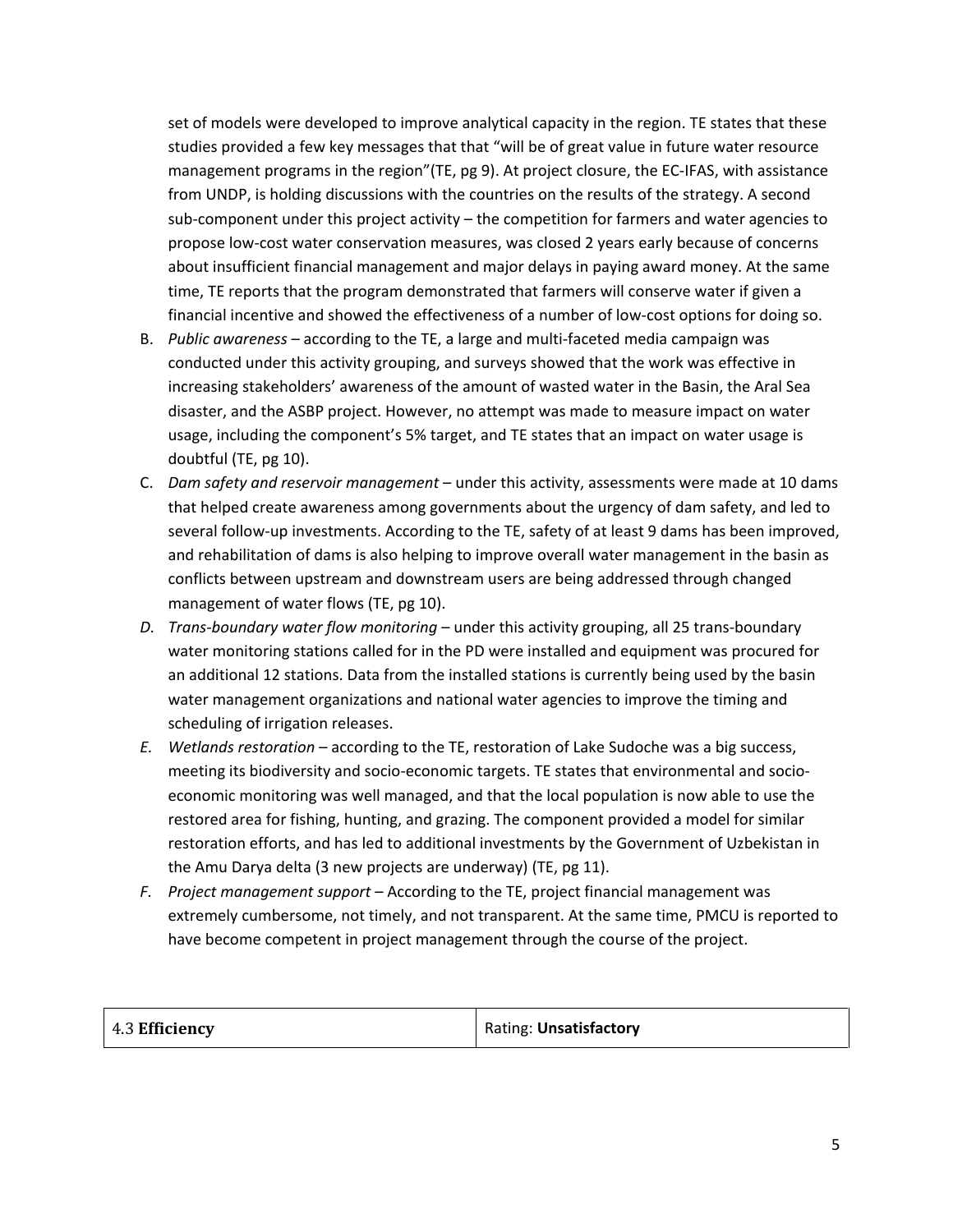set of models were developed to improve analytical capacity in the region. TE states that these studies provided a few key messages that that "will be of great value in future water resource management programs in the region"(TE, pg 9). At project closure, the EC-IFAS, with assistance from UNDP, is holding discussions with the countries on the results of the strategy. A second sub-component under this project activity – the competition for farmers and water agencies to propose low-cost water conservation measures, was closed 2 years early because of concerns about insufficient financial management and major delays in paying award money. At the same time, TE reports that the program demonstrated that farmers will conserve water if given a financial incentive and showed the effectiveness of a number of low-cost options for doing so.

B. *Public awareness* – according to the TE, a large and multi-faceted media campaign was conducted under this activity grouping, and surveys showed that the work was effective in increasing stakeholders' awareness of the amount of wasted water in the Basin, the Aral Sea disaster, and the ASBP project. However, no attempt was made to measure impact on water usage, including the component's 5% target, and TE states that an impact on water usage is doubtful (TE, pg 10).
C. *Dam safety and reservoir management* – under this activity, assessments were made at 10 dams that helped create awareness among governments about the urgency of dam safety, and led to several follow-up investments. According to the TE, safety of at least 9 dams has been improved, and rehabilitation of dams is also helping to improve overall water management in the basin as conflicts between upstream and downstream users are being addressed through changed management of water flows (TE, pg 10).
D. *Trans-boundary water flow monitoring* – under this activity grouping, all 25 trans-boundary water monitoring stations called for in the PD were installed and equipment was procured for an additional 12 stations. Data from the installed stations is currently being used by the basin water management organizations and national water agencies to improve the timing and scheduling of irrigation releases.
E. *Wetlands restoration* – according to the TE, restoration of Lake Sudoche was a big success, meeting its biodiversity and socio-economic targets. TE states that environmental and socio-economic monitoring was well managed, and that the local population is now able to use the restored area for fishing, hunting, and grazing. The component provided a model for similar restoration efforts, and has led to additional investments by the Government of Uzbekistan in the Amu Darya delta (3 new projects are underway) (TE, pg 11).
F. *Project management support* – According to the TE, project financial management was extremely cumbersome, not timely, and not transparent. At the same time, PMCU is reported to have become competent in project management through the course of the project.

| 4.3 **Efficiency** | Rating: **Unsatisfactory** |
|---|---|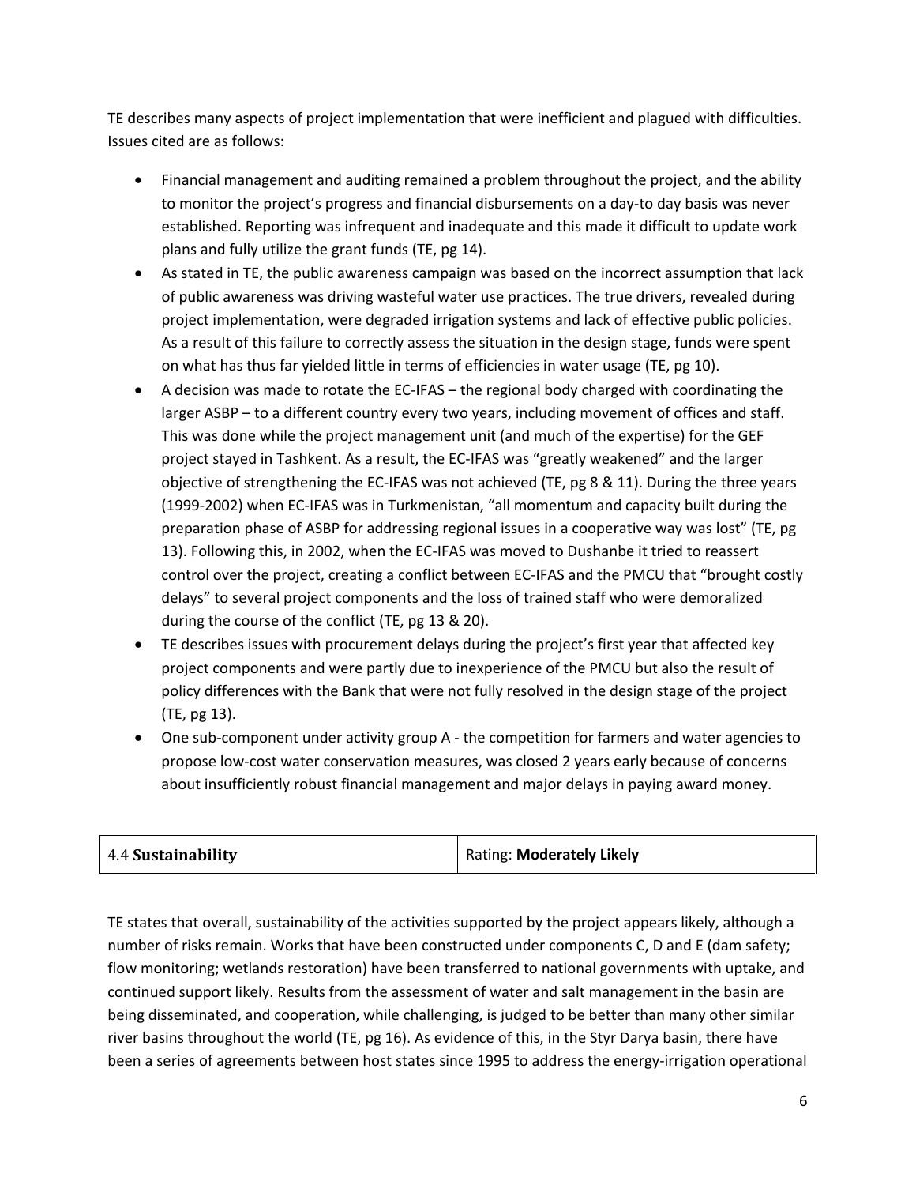TE describes many aspects of project implementation that were inefficient and plagued with difficulties. Issues cited are as follows:

- Financial management and auditing remained a problem throughout the project, and the ability to monitor the project's progress and financial disbursements on a day-to day basis was never established. Reporting was infrequent and inadequate and this made it difficult to update work plans and fully utilize the grant funds (TE, pg 14).
- As stated in TE, the public awareness campaign was based on the incorrect assumption that lack of public awareness was driving wasteful water use practices. The true drivers, revealed during project implementation, were degraded irrigation systems and lack of effective public policies. As a result of this failure to correctly assess the situation in the design stage, funds were spent on what has thus far yielded little in terms of efficiencies in water usage (TE, pg 10).
- A decision was made to rotate the EC-IFAS – the regional body charged with coordinating the larger ASBP – to a different country every two years, including movement of offices and staff. This was done while the project management unit (and much of the expertise) for the GEF project stayed in Tashkent. As a result, the EC-IFAS was "greatly weakened" and the larger objective of strengthening the EC-IFAS was not achieved (TE, pg 8 & 11). During the three years (1999-2002) when EC-IFAS was in Turkmenistan, "all momentum and capacity built during the preparation phase of ASBP for addressing regional issues in a cooperative way was lost" (TE, pg 13). Following this, in 2002, when the EC-IFAS was moved to Dushanbe it tried to reassert control over the project, creating a conflict between EC-IFAS and the PMCU that "brought costly delays" to several project components and the loss of trained staff who were demoralized during the course of the conflict (TE, pg 13 & 20).
- TE describes issues with procurement delays during the project's first year that affected key project components and were partly due to inexperience of the PMCU but also the result of policy differences with the Bank that were not fully resolved in the design stage of the project (TE, pg 13).
- One sub-component under activity group A - the competition for farmers and water agencies to propose low-cost water conservation measures, was closed 2 years early because of concerns about insufficiently robust financial management and major delays in paying award money.

| 4.4 **Sustainability** | Rating: **Moderately Likely** |
|---|---|

TE states that overall, sustainability of the activities supported by the project appears likely, although a number of risks remain. Works that have been constructed under components C, D and E (dam safety; flow monitoring; wetlands restoration) have been transferred to national governments with uptake, and continued support likely. Results from the assessment of water and salt management in the basin are being disseminated, and cooperation, while challenging, is judged to be better than many other similar river basins throughout the world (TE, pg 16). As evidence of this, in the Styr Darya basin, there have been a series of agreements between host states since 1995 to address the energy-irrigation operational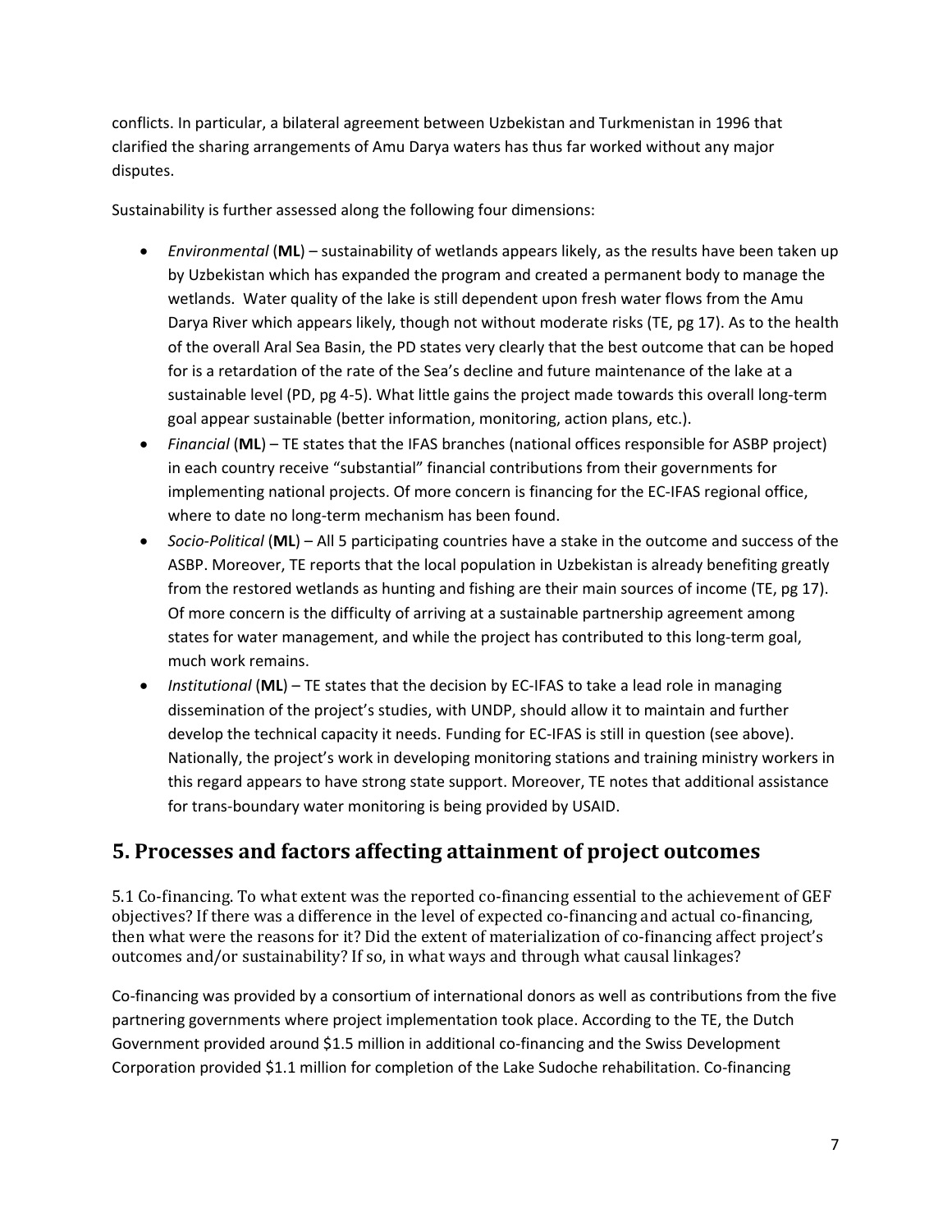conflicts. In particular, a bilateral agreement between Uzbekistan and Turkmenistan in 1996 that clarified the sharing arrangements of Amu Darya waters has thus far worked without any major disputes.

Sustainability is further assessed along the following four dimensions:

- *Environmental* (**ML**) – sustainability of wetlands appears likely, as the results have been taken up by Uzbekistan which has expanded the program and created a permanent body to manage the wetlands. Water quality of the lake is still dependent upon fresh water flows from the Amu Darya River which appears likely, though not without moderate risks (TE, pg 17). As to the health of the overall Aral Sea Basin, the PD states very clearly that the best outcome that can be hoped for is a retardation of the rate of the Sea's decline and future maintenance of the lake at a sustainable level (PD, pg 4-5). What little gains the project made towards this overall long-term goal appear sustainable (better information, monitoring, action plans, etc.).
- *Financial* (**ML**) – TE states that the IFAS branches (national offices responsible for ASBP project) in each country receive "substantial" financial contributions from their governments for implementing national projects. Of more concern is financing for the EC-IFAS regional office, where to date no long-term mechanism has been found.
- *Socio-Political* (**ML**) – All 5 participating countries have a stake in the outcome and success of the ASBP. Moreover, TE reports that the local population in Uzbekistan is already benefiting greatly from the restored wetlands as hunting and fishing are their main sources of income (TE, pg 17). Of more concern is the difficulty of arriving at a sustainable partnership agreement among states for water management, and while the project has contributed to this long-term goal, much work remains.
- *Institutional* (**ML**) – TE states that the decision by EC-IFAS to take a lead role in managing dissemination of the project's studies, with UNDP, should allow it to maintain and further develop the technical capacity it needs. Funding for EC-IFAS is still in question (see above). Nationally, the project's work in developing monitoring stations and training ministry workers in this regard appears to have strong state support. Moreover, TE notes that additional assistance for trans-boundary water monitoring is being provided by USAID.

## 5. Processes and factors affecting attainment of project outcomes

5.1 Co-financing. To what extent was the reported co-financing essential to the achievement of GEF objectives? If there was a difference in the level of expected co-financing and actual co-financing, then what were the reasons for it? Did the extent of materialization of co-financing affect project's outcomes and/or sustainability? If so, in what ways and through what causal linkages?

Co-financing was provided by a consortium of international donors as well as contributions from the five partnering governments where project implementation took place. According to the TE, the Dutch Government provided around $1.5 million in additional co-financing and the Swiss Development Corporation provided $1.1 million for completion of the Lake Sudoche rehabilitation. Co-financing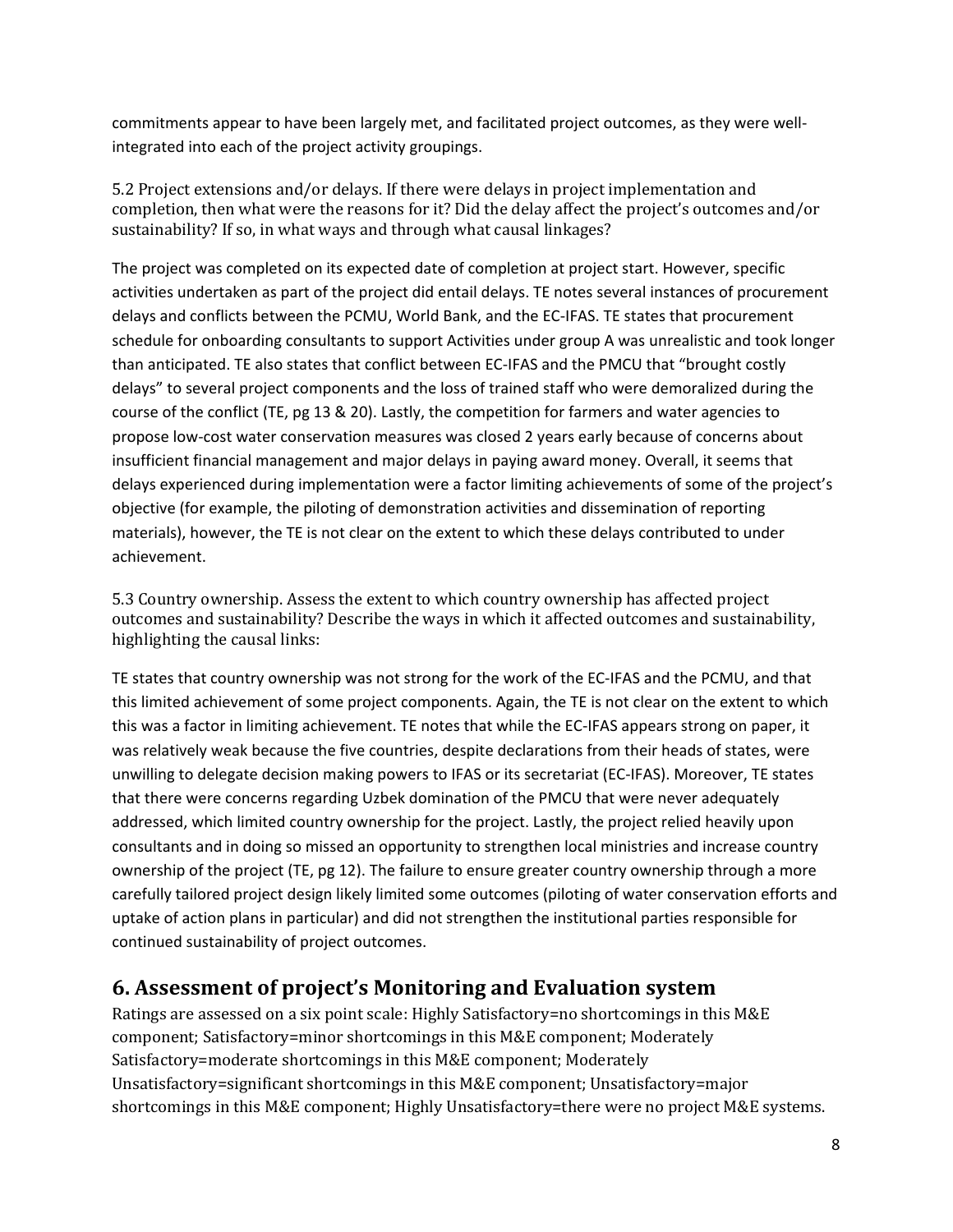commitments appear to have been largely met, and facilitated project outcomes, as they were well-integrated into each of the project activity groupings.

5.2 Project extensions and/or delays. If there were delays in project implementation and completion, then what were the reasons for it? Did the delay affect the project's outcomes and/or sustainability? If so, in what ways and through what causal linkages?

The project was completed on its expected date of completion at project start. However, specific activities undertaken as part of the project did entail delays. TE notes several instances of procurement delays and conflicts between the PCMU, World Bank, and the EC-IFAS. TE states that procurement schedule for onboarding consultants to support Activities under group A was unrealistic and took longer than anticipated. TE also states that conflict between EC-IFAS and the PMCU that "brought costly delays" to several project components and the loss of trained staff who were demoralized during the course of the conflict (TE, pg 13 & 20). Lastly, the competition for farmers and water agencies to propose low-cost water conservation measures was closed 2 years early because of concerns about insufficient financial management and major delays in paying award money. Overall, it seems that delays experienced during implementation were a factor limiting achievements of some of the project's objective (for example, the piloting of demonstration activities and dissemination of reporting materials), however, the TE is not clear on the extent to which these delays contributed to under achievement.

5.3 Country ownership. Assess the extent to which country ownership has affected project outcomes and sustainability? Describe the ways in which it affected outcomes and sustainability, highlighting the causal links:

TE states that country ownership was not strong for the work of the EC-IFAS and the PCMU, and that this limited achievement of some project components. Again, the TE is not clear on the extent to which this was a factor in limiting achievement. TE notes that while the EC-IFAS appears strong on paper, it was relatively weak because the five countries, despite declarations from their heads of states, were unwilling to delegate decision making powers to IFAS or its secretariat (EC-IFAS). Moreover, TE states that there were concerns regarding Uzbek domination of the PMCU that were never adequately addressed, which limited country ownership for the project. Lastly, the project relied heavily upon consultants and in doing so missed an opportunity to strengthen local ministries and increase country ownership of the project (TE, pg 12). The failure to ensure greater country ownership through a more carefully tailored project design likely limited some outcomes (piloting of water conservation efforts and uptake of action plans in particular) and did not strengthen the institutional parties responsible for continued sustainability of project outcomes.

## 6. Assessment of project's Monitoring and Evaluation system

Ratings are assessed on a six point scale: Highly Satisfactory=no shortcomings in this M&E component; Satisfactory=minor shortcomings in this M&E component; Moderately Satisfactory=moderate shortcomings in this M&E component; Moderately Unsatisfactory=significant shortcomings in this M&E component; Unsatisfactory=major shortcomings in this M&E component; Highly Unsatisfactory=there were no project M&E systems.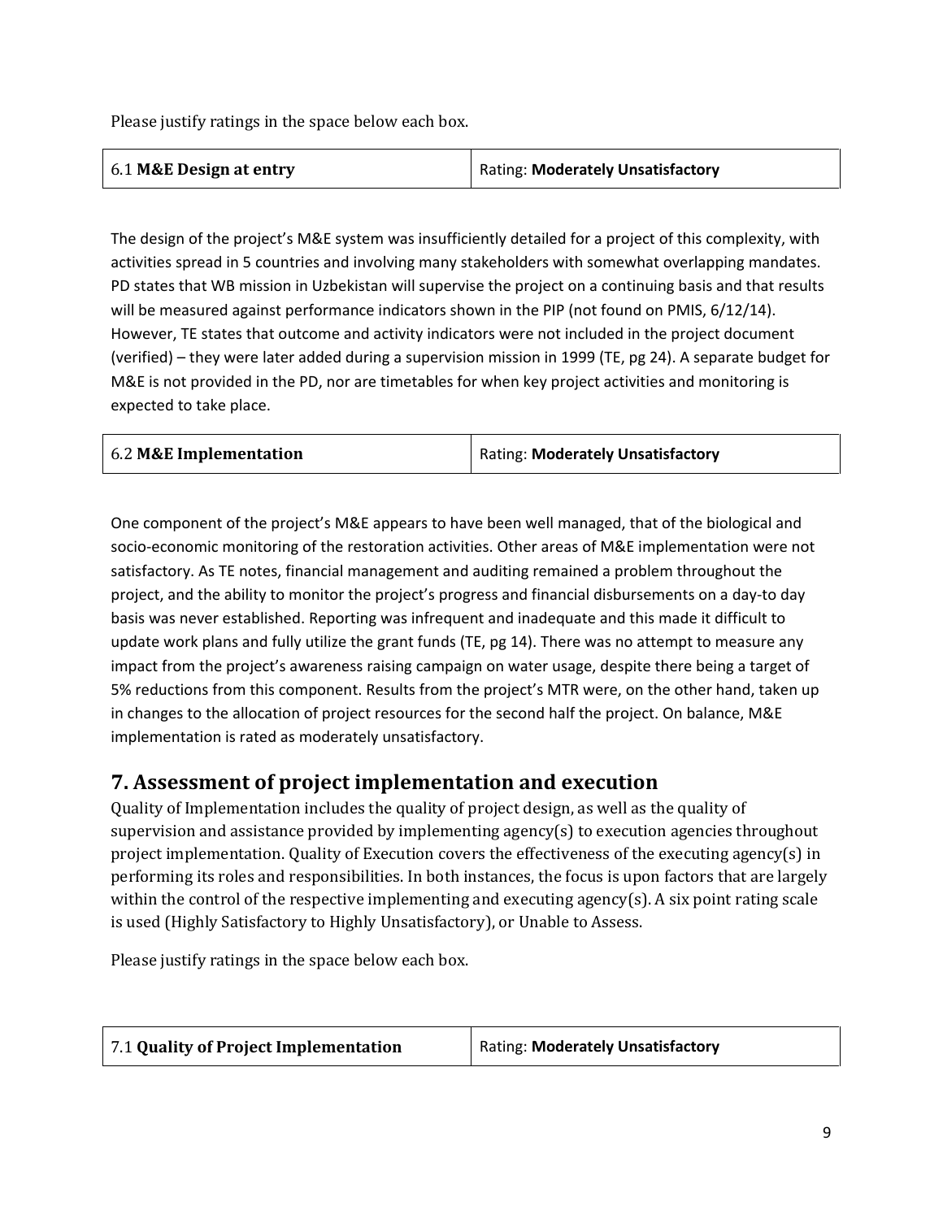Please justify ratings in the space below each box.

| 6.1 **M&E Design at entry** | Rating: **Moderately Unsatisfactory** |
|---|---|

The design of the project's M&E system was insufficiently detailed for a project of this complexity, with activities spread in 5 countries and involving many stakeholders with somewhat overlapping mandates. PD states that WB mission in Uzbekistan will supervise the project on a continuing basis and that results will be measured against performance indicators shown in the PIP (not found on PMIS, 6/12/14). However, TE states that outcome and activity indicators were not included in the project document (verified) – they were later added during a supervision mission in 1999 (TE, pg 24). A separate budget for M&E is not provided in the PD, nor are timetables for when key project activities and monitoring is expected to take place.

| 6.2 **M&E Implementation** | Rating: **Moderately Unsatisfactory** |
|---|---|

One component of the project's M&E appears to have been well managed, that of the biological and socio-economic monitoring of the restoration activities. Other areas of M&E implementation were not satisfactory. As TE notes, financial management and auditing remained a problem throughout the project, and the ability to monitor the project's progress and financial disbursements on a day-to day basis was never established. Reporting was infrequent and inadequate and this made it difficult to update work plans and fully utilize the grant funds (TE, pg 14). There was no attempt to measure any impact from the project's awareness raising campaign on water usage, despite there being a target of 5% reductions from this component. Results from the project's MTR were, on the other hand, taken up in changes to the allocation of project resources for the second half the project. On balance, M&E implementation is rated as moderately unsatisfactory.

## 7. Assessment of project implementation and execution

Quality of Implementation includes the quality of project design, as well as the quality of supervision and assistance provided by implementing agency(s) to execution agencies throughout project implementation. Quality of Execution covers the effectiveness of the executing agency(s) in performing its roles and responsibilities. In both instances, the focus is upon factors that are largely within the control of the respective implementing and executing agency(s). A six point rating scale is used (Highly Satisfactory to Highly Unsatisfactory), or Unable to Assess.

Please justify ratings in the space below each box.

| 7.1 **Quality of Project Implementation** | Rating: **Moderately Unsatisfactory** |
|---|---|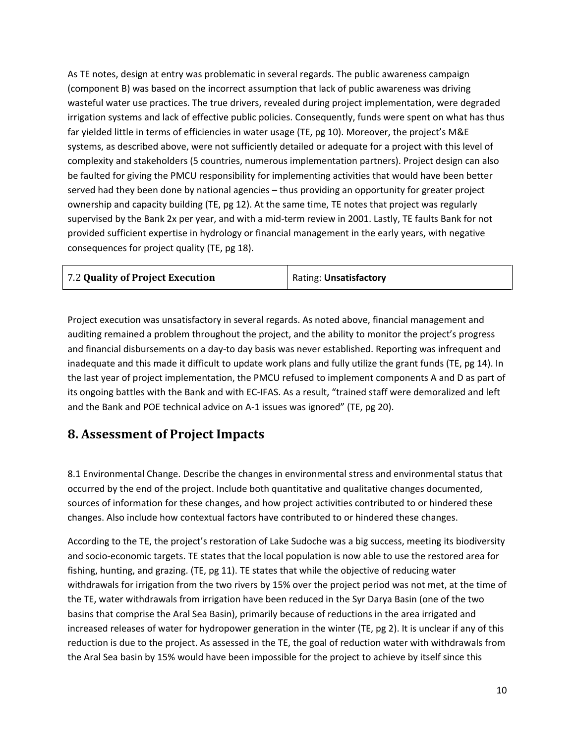As TE notes, design at entry was problematic in several regards. The public awareness campaign (component B) was based on the incorrect assumption that lack of public awareness was driving wasteful water use practices. The true drivers, revealed during project implementation, were degraded irrigation systems and lack of effective public policies. Consequently, funds were spent on what has thus far yielded little in terms of efficiencies in water usage (TE, pg 10). Moreover, the project's M&E systems, as described above, were not sufficiently detailed or adequate for a project with this level of complexity and stakeholders (5 countries, numerous implementation partners). Project design can also be faulted for giving the PMCU responsibility for implementing activities that would have been better served had they been done by national agencies – thus providing an opportunity for greater project ownership and capacity building (TE, pg 12). At the same time, TE notes that project was regularly supervised by the Bank 2x per year, and with a mid-term review in 2001. Lastly, TE faults Bank for not provided sufficient expertise in hydrology or financial management in the early years, with negative consequences for project quality (TE, pg 18).

| 7.2 **Quality of Project Execution** | Rating: **Unsatisfactory** |
|---|---|

Project execution was unsatisfactory in several regards. As noted above, financial management and auditing remained a problem throughout the project, and the ability to monitor the project's progress and financial disbursements on a day-to day basis was never established. Reporting was infrequent and inadequate and this made it difficult to update work plans and fully utilize the grant funds (TE, pg 14). In the last year of project implementation, the PMCU refused to implement components A and D as part of its ongoing battles with the Bank and with EC-IFAS. As a result, "trained staff were demoralized and left and the Bank and POE technical advice on A-1 issues was ignored" (TE, pg 20).

## 8. Assessment of Project Impacts

8.1 Environmental Change. Describe the changes in environmental stress and environmental status that occurred by the end of the project. Include both quantitative and qualitative changes documented, sources of information for these changes, and how project activities contributed to or hindered these changes. Also include how contextual factors have contributed to or hindered these changes.

According to the TE, the project's restoration of Lake Sudoche was a big success, meeting its biodiversity and socio-economic targets. TE states that the local population is now able to use the restored area for fishing, hunting, and grazing. (TE, pg 11). TE states that while the objective of reducing water withdrawals for irrigation from the two rivers by 15% over the project period was not met, at the time of the TE, water withdrawals from irrigation have been reduced in the Syr Darya Basin (one of the two basins that comprise the Aral Sea Basin), primarily because of reductions in the area irrigated and increased releases of water for hydropower generation in the winter (TE, pg 2). It is unclear if any of this reduction is due to the project. As assessed in the TE, the goal of reduction water with withdrawals from the Aral Sea basin by 15% would have been impossible for the project to achieve by itself since this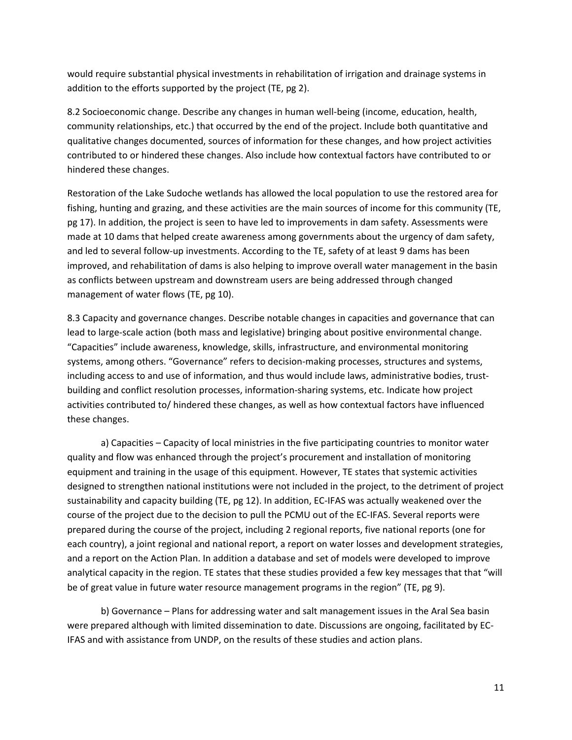would require substantial physical investments in rehabilitation of irrigation and drainage systems in addition to the efforts supported by the project (TE, pg 2).

8.2 Socioeconomic change. Describe any changes in human well-being (income, education, health, community relationships, etc.) that occurred by the end of the project. Include both quantitative and qualitative changes documented, sources of information for these changes, and how project activities contributed to or hindered these changes. Also include how contextual factors have contributed to or hindered these changes.

Restoration of the Lake Sudoche wetlands has allowed the local population to use the restored area for fishing, hunting and grazing, and these activities are the main sources of income for this community (TE, pg 17). In addition, the project is seen to have led to improvements in dam safety. Assessments were made at 10 dams that helped create awareness among governments about the urgency of dam safety, and led to several follow-up investments. According to the TE, safety of at least 9 dams has been improved, and rehabilitation of dams is also helping to improve overall water management in the basin as conflicts between upstream and downstream users are being addressed through changed management of water flows (TE, pg 10).

8.3 Capacity and governance changes. Describe notable changes in capacities and governance that can lead to large-scale action (both mass and legislative) bringing about positive environmental change. "Capacities" include awareness, knowledge, skills, infrastructure, and environmental monitoring systems, among others. "Governance" refers to decision-making processes, structures and systems, including access to and use of information, and thus would include laws, administrative bodies, trust-building and conflict resolution processes, information-sharing systems, etc. Indicate how project activities contributed to/ hindered these changes, as well as how contextual factors have influenced these changes.

a) Capacities – Capacity of local ministries in the five participating countries to monitor water quality and flow was enhanced through the project's procurement and installation of monitoring equipment and training in the usage of this equipment. However, TE states that systemic activities designed to strengthen national institutions were not included in the project, to the detriment of project sustainability and capacity building (TE, pg 12). In addition, EC-IFAS was actually weakened over the course of the project due to the decision to pull the PCMU out of the EC-IFAS. Several reports were prepared during the course of the project, including 2 regional reports, five national reports (one for each country), a joint regional and national report, a report on water losses and development strategies, and a report on the Action Plan. In addition a database and set of models were developed to improve analytical capacity in the region. TE states that these studies provided a few key messages that that "will be of great value in future water resource management programs in the region" (TE, pg 9).

b) Governance – Plans for addressing water and salt management issues in the Aral Sea basin were prepared although with limited dissemination to date. Discussions are ongoing, facilitated by EC-IFAS and with assistance from UNDP, on the results of these studies and action plans.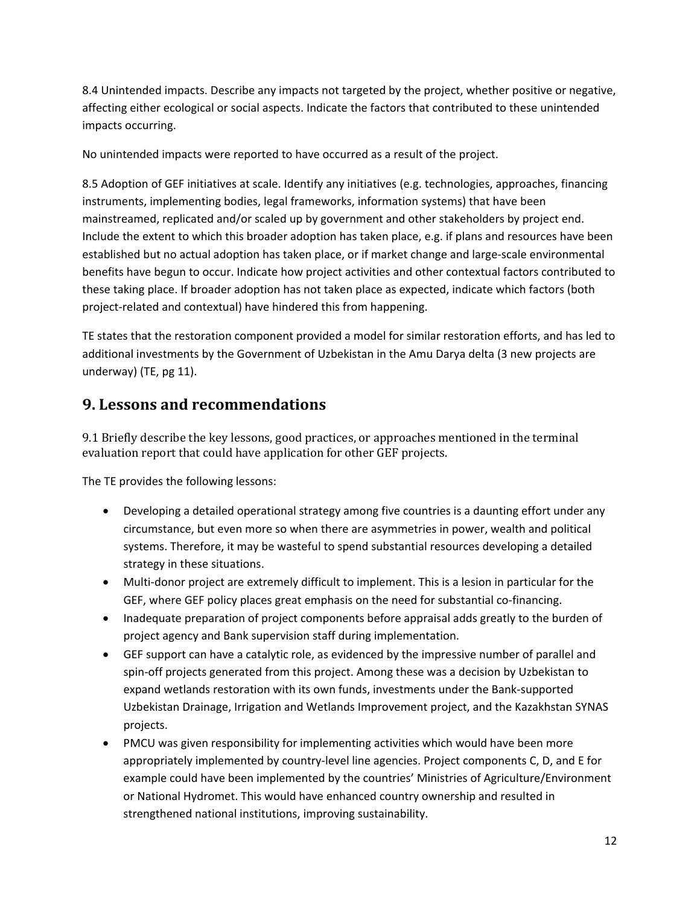8.4 Unintended impacts. Describe any impacts not targeted by the project, whether positive or negative, affecting either ecological or social aspects. Indicate the factors that contributed to these unintended impacts occurring.

No unintended impacts were reported to have occurred as a result of the project.

8.5 Adoption of GEF initiatives at scale. Identify any initiatives (e.g. technologies, approaches, financing instruments, implementing bodies, legal frameworks, information systems) that have been mainstreamed, replicated and/or scaled up by government and other stakeholders by project end. Include the extent to which this broader adoption has taken place, e.g. if plans and resources have been established but no actual adoption has taken place, or if market change and large-scale environmental benefits have begun to occur. Indicate how project activities and other contextual factors contributed to these taking place. If broader adoption has not taken place as expected, indicate which factors (both project-related and contextual) have hindered this from happening.

TE states that the restoration component provided a model for similar restoration efforts, and has led to additional investments by the Government of Uzbekistan in the Amu Darya delta (3 new projects are underway) (TE, pg 11).

## 9. Lessons and recommendations

9.1 Briefly describe the key lessons, good practices, or approaches mentioned in the terminal evaluation report that could have application for other GEF projects.

The TE provides the following lessons:

- Developing a detailed operational strategy among five countries is a daunting effort under any circumstance, but even more so when there are asymmetries in power, wealth and political systems. Therefore, it may be wasteful to spend substantial resources developing a detailed strategy in these situations.
- Multi-donor project are extremely difficult to implement. This is a lesion in particular for the GEF, where GEF policy places great emphasis on the need for substantial co-financing.
- Inadequate preparation of project components before appraisal adds greatly to the burden of project agency and Bank supervision staff during implementation.
- GEF support can have a catalytic role, as evidenced by the impressive number of parallel and spin-off projects generated from this project. Among these was a decision by Uzbekistan to expand wetlands restoration with its own funds, investments under the Bank-supported Uzbekistan Drainage, Irrigation and Wetlands Improvement project, and the Kazakhstan SYNAS projects.
- PMCU was given responsibility for implementing activities which would have been more appropriately implemented by country-level line agencies. Project components C, D, and E for example could have been implemented by the countries' Ministries of Agriculture/Environment or National Hydromet. This would have enhanced country ownership and resulted in strengthened national institutions, improving sustainability.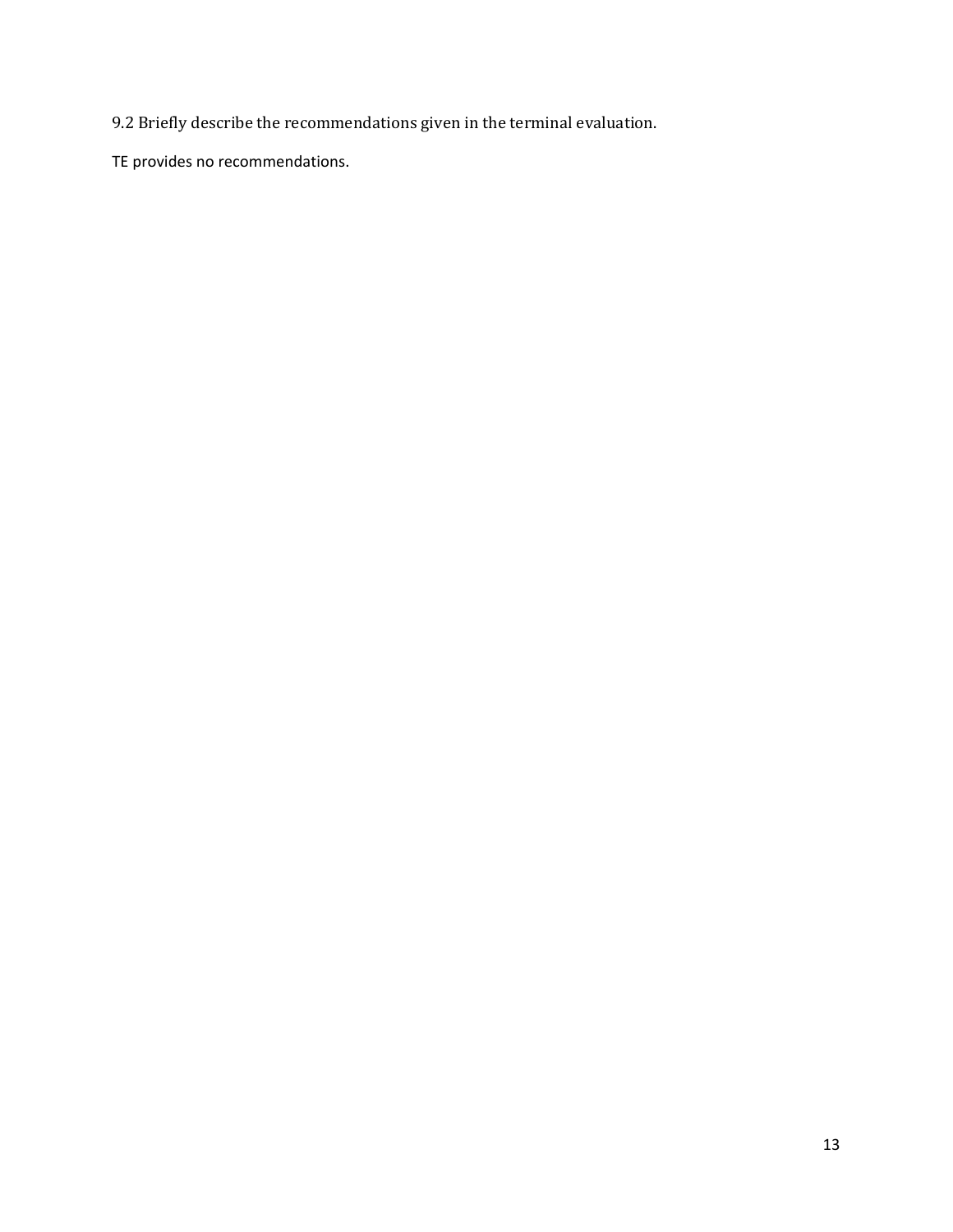9.2 Briefly describe the recommendations given in the terminal evaluation.

TE provides no recommendations.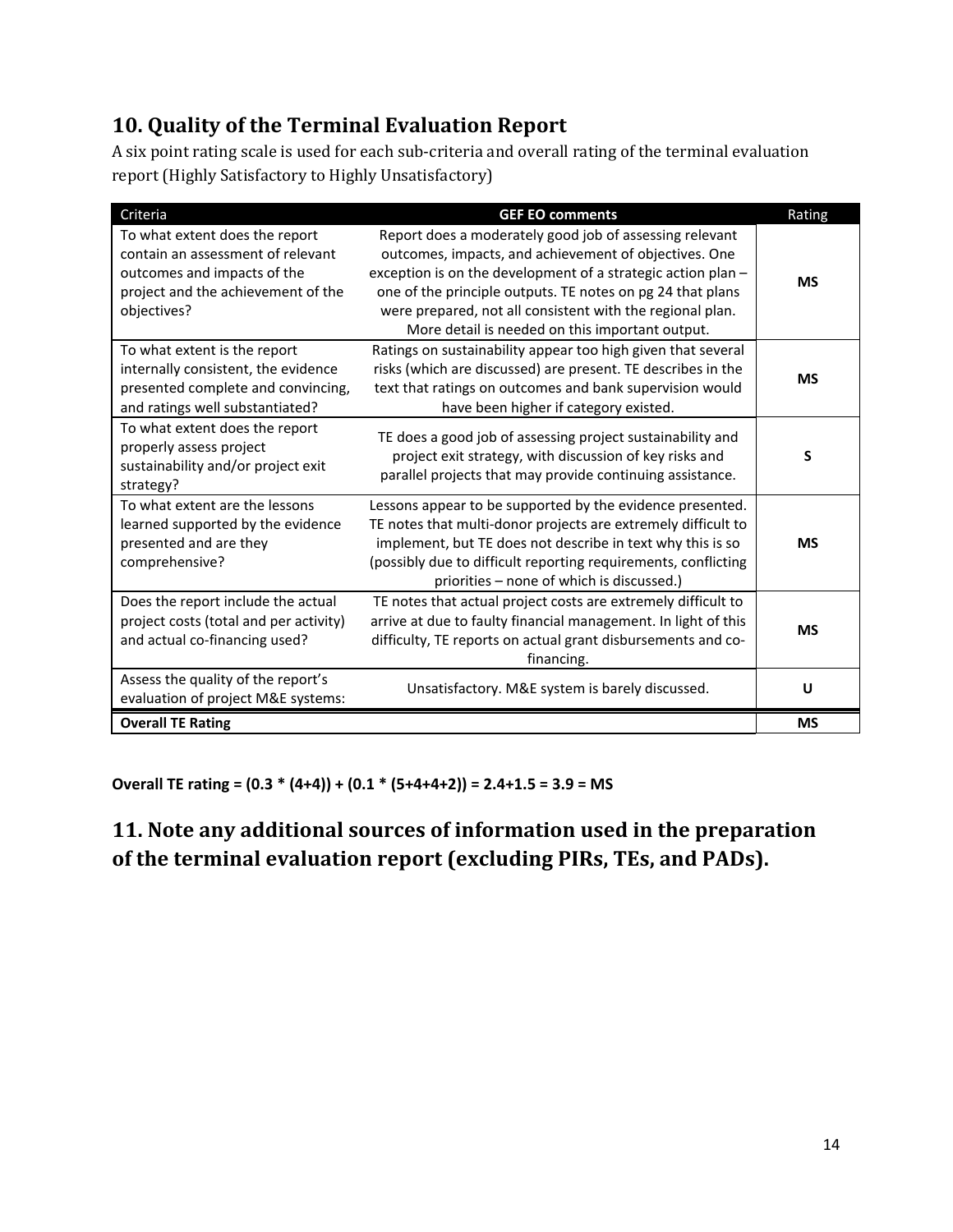## 10. Quality of the Terminal Evaluation Report

A six point rating scale is used for each sub-criteria and overall rating of the terminal evaluation report (Highly Satisfactory to Highly Unsatisfactory)

| Criteria | GEF EO comments | Rating |
|---|---|---|
| To what extent does the report contain an assessment of relevant outcomes and impacts of the project and the achievement of the objectives? | Report does a moderately good job of assessing relevant outcomes, impacts, and achievement of objectives. One exception is on the development of a strategic action plan – one of the principle outputs. TE notes on pg 24 that plans were prepared, not all consistent with the regional plan. More detail is needed on this important output. | **MS** |
| To what extent is the report internally consistent, the evidence presented complete and convincing, and ratings well substantiated? | Ratings on sustainability appear too high given that several risks (which are discussed) are present. TE describes in the text that ratings on outcomes and bank supervision would have been higher if category existed. | **MS** |
| To what extent does the report properly assess project sustainability and/or project exit strategy? | TE does a good job of assessing project sustainability and project exit strategy, with discussion of key risks and parallel projects that may provide continuing assistance. | **S** |
| To what extent are the lessons learned supported by the evidence presented and are they comprehensive? | Lessons appear to be supported by the evidence presented. TE notes that multi-donor projects are extremely difficult to implement, but TE does not describe in text why this is so (possibly due to difficult reporting requirements, conflicting priorities – none of which is discussed.) | **MS** |
| Does the report include the actual project costs (total and per activity) and actual co-financing used? | TE notes that actual project costs are extremely difficult to arrive at due to faulty financial management. In light of this difficulty, TE reports on actual grant disbursements and co-financing. | **MS** |
| Assess the quality of the report's evaluation of project M&E systems: | Unsatisfactory. M&E system is barely discussed. | **U** |
| **Overall TE Rating** | | **MS** |

**Overall TE rating = (0.3 * (4+4)) + (0.1 * (5+4+4+2)) = 2.4+1.5 = 3.9 = MS**

## 11. Note any additional sources of information used in the preparation of the terminal evaluation report (excluding PIRs, TEs, and PADs).